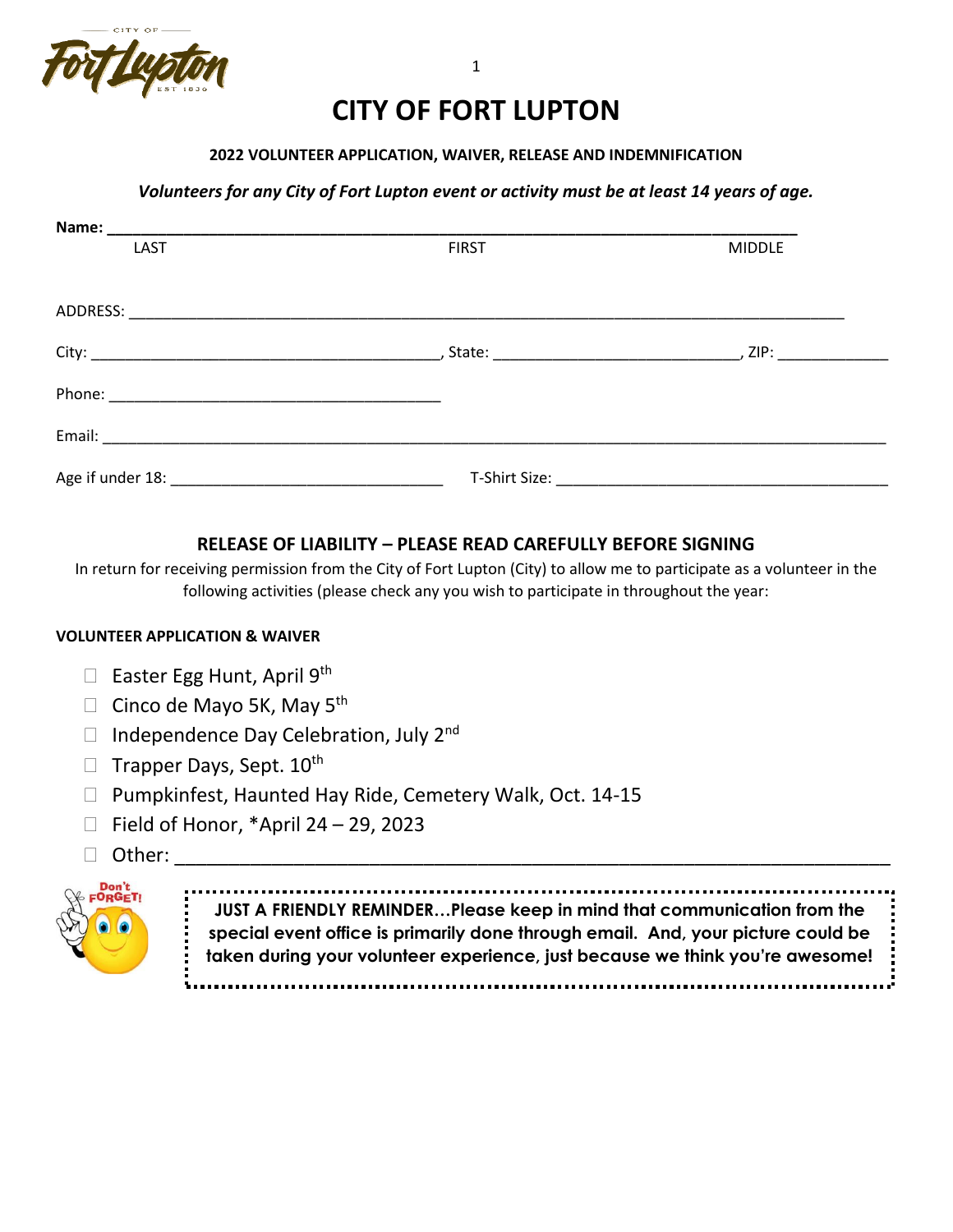# CITY OF FORT LUPTON

**2022 VOLUNTEER APPLICATION, WAIVER, RELEASE AND INDEMNIFICATION**

***Volunteers for any City of Fort Lupton event or activity must be at least 14 years of age.***

**Name:** ______________________________________________________________________________
LAST FIRST MIDDLE

ADDRESS: ________________________________________________________________________________

City: ________________________________________, State: ___________________________, ZIP: ____________

Phone: _____________________________________

Email: ___________________________________________________________________________________

Age if under 18: ______________________________ T-Shirt Size: _____________________________________

## RELEASE OF LIABILITY – PLEASE READ CAREFULLY BEFORE SIGNING

In return for receiving permission from the City of Fort Lupton (City) to allow me to participate as a volunteer in the following activities (please check any you wish to participate in throughout the year:

**VOLUNTEER APPLICATION & WAIVER**

- ☐ Easter Egg Hunt, April 9th
- ☐ Cinco de Mayo 5K, May 5th
- ☐ Independence Day Celebration, July 2nd
- ☐ Trapper Days, Sept. 10th
- ☐ Pumpkinfest, Haunted Hay Ride, Cemetery Walk, Oct. 14-15
- ☐ Field of Honor, *April 24 – 29, 2023
- ☐ Other: ______________________________________________________________________

Don't FORGET!

**JUST A FRIENDLY REMINDER…Please keep in mind that communication from the special event office is primarily done through email. And, your picture could be taken during your volunteer experience, just because we think you're awesome!**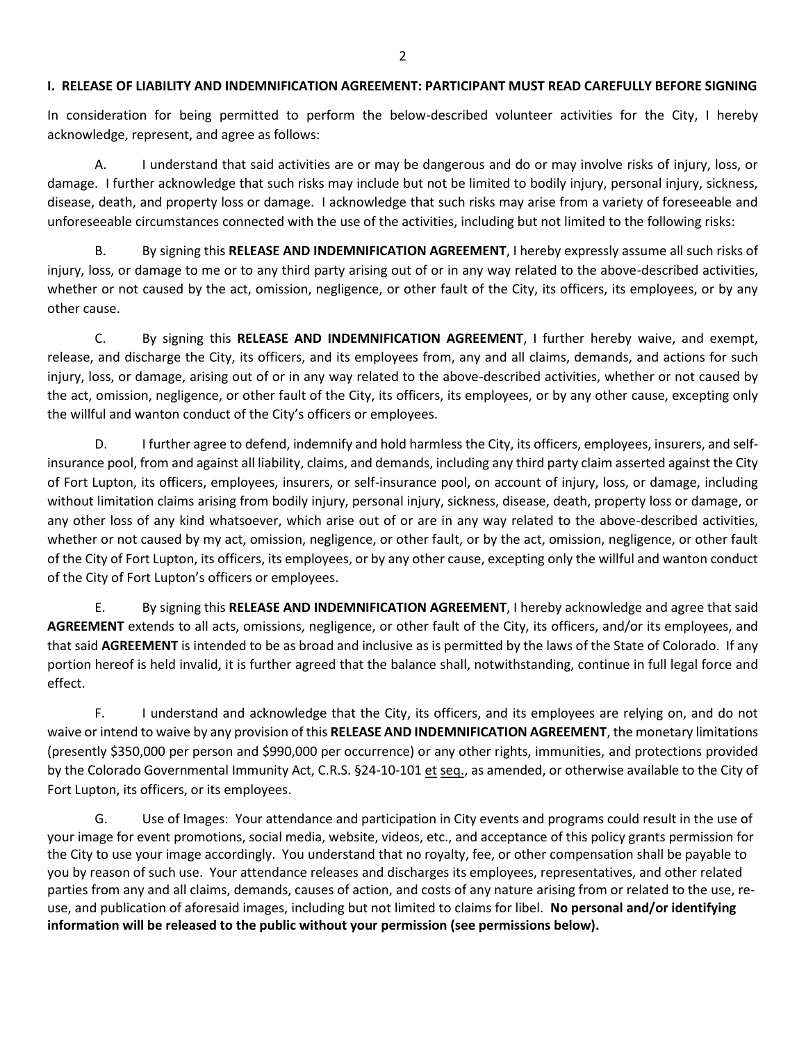## I. RELEASE OF LIABILITY AND INDEMNIFICATION AGREEMENT: PARTICIPANT MUST READ CAREFULLY BEFORE SIGNING

In consideration for being permitted to perform the below-described volunteer activities for the City, I hereby acknowledge, represent, and agree as follows:

A. I understand that said activities are or may be dangerous and do or may involve risks of injury, loss, or damage. I further acknowledge that such risks may include but not be limited to bodily injury, personal injury, sickness, disease, death, and property loss or damage. I acknowledge that such risks may arise from a variety of foreseeable and unforeseeable circumstances connected with the use of the activities, including but not limited to the following risks:

B. By signing this **RELEASE AND INDEMNIFICATION AGREEMENT**, I hereby expressly assume all such risks of injury, loss, or damage to me or to any third party arising out of or in any way related to the above-described activities, whether or not caused by the act, omission, negligence, or other fault of the City, its officers, its employees, or by any other cause.

C. By signing this **RELEASE AND INDEMNIFICATION AGREEMENT**, I further hereby waive, and exempt, release, and discharge the City, its officers, and its employees from, any and all claims, demands, and actions for such injury, loss, or damage, arising out of or in any way related to the above-described activities, whether or not caused by the act, omission, negligence, or other fault of the City, its officers, its employees, or by any other cause, excepting only the willful and wanton conduct of the City's officers or employees.

D. I further agree to defend, indemnify and hold harmless the City, its officers, employees, insurers, and self-insurance pool, from and against all liability, claims, and demands, including any third party claim asserted against the City of Fort Lupton, its officers, employees, insurers, or self-insurance pool, on account of injury, loss, or damage, including without limitation claims arising from bodily injury, personal injury, sickness, disease, death, property loss or damage, or any other loss of any kind whatsoever, which arise out of or are in any way related to the above-described activities, whether or not caused by my act, omission, negligence, or other fault, or by the act, omission, negligence, or other fault of the City of Fort Lupton, its officers, its employees, or by any other cause, excepting only the willful and wanton conduct of the City of Fort Lupton's officers or employees.

E. By signing this **RELEASE AND INDEMNIFICATION AGREEMENT**, I hereby acknowledge and agree that said **AGREEMENT** extends to all acts, omissions, negligence, or other fault of the City, its officers, and/or its employees, and that said **AGREEMENT** is intended to be as broad and inclusive as is permitted by the laws of the State of Colorado. If any portion hereof is held invalid, it is further agreed that the balance shall, notwithstanding, continue in full legal force and effect.

F. I understand and acknowledge that the City, its officers, and its employees are relying on, and do not waive or intend to waive by any provision of this **RELEASE AND INDEMNIFICATION AGREEMENT**, the monetary limitations (presently $350,000 per person and $990,000 per occurrence) or any other rights, immunities, and protections provided by the Colorado Governmental Immunity Act, C.R.S. §24-10-101 et seq., as amended, or otherwise available to the City of Fort Lupton, its officers, or its employees.

G. Use of Images: Your attendance and participation in City events and programs could result in the use of your image for event promotions, social media, website, videos, etc., and acceptance of this policy grants permission for the City to use your image accordingly. You understand that no royalty, fee, or other compensation shall be payable to you by reason of such use. Your attendance releases and discharges its employees, representatives, and other related parties from any and all claims, demands, causes of action, and costs of any nature arising from or related to the use, re-use, and publication of aforesaid images, including but not limited to claims for libel. **No personal and/or identifying information will be released to the public without your permission (see permissions below).**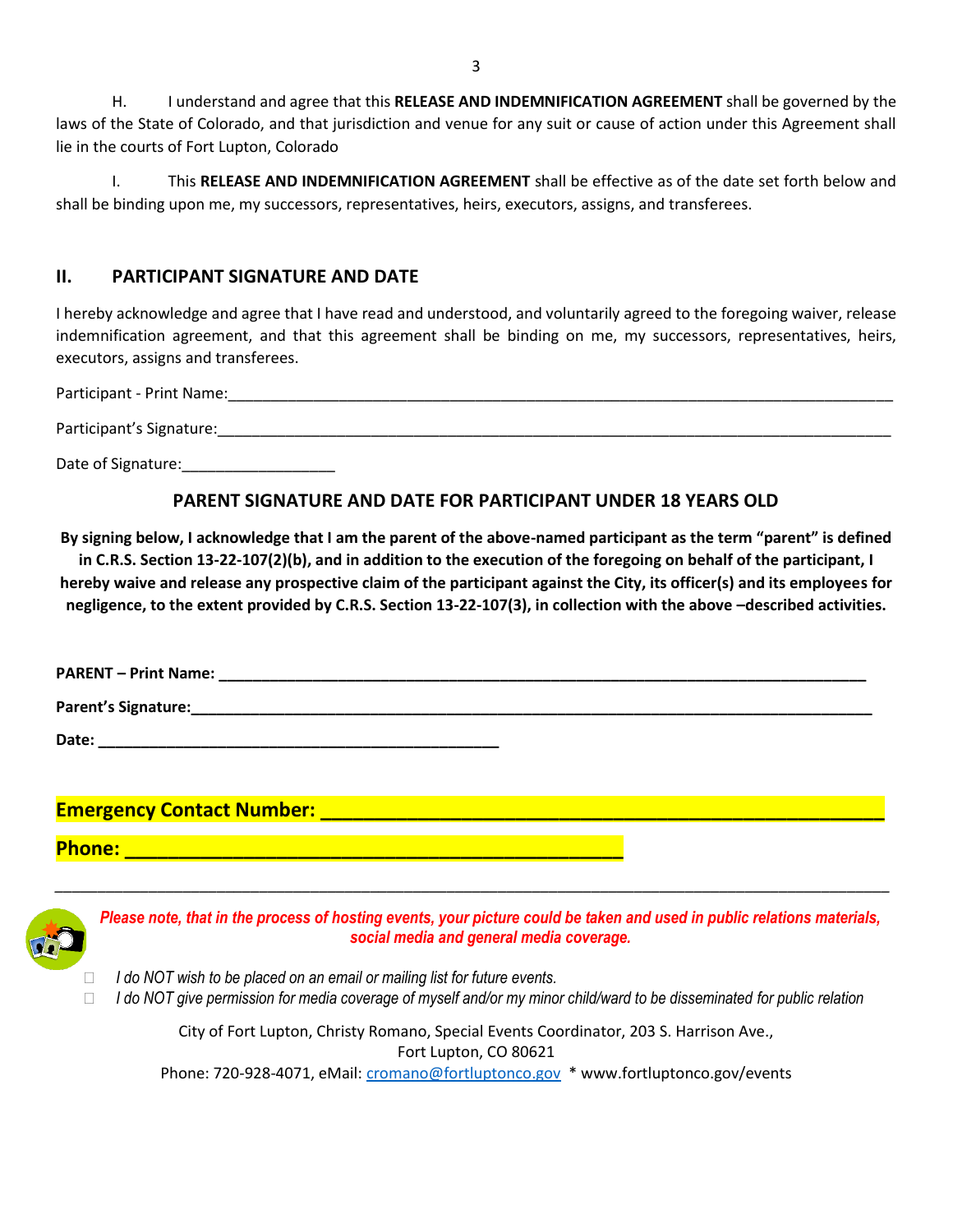H. I understand and agree that this **RELEASE AND INDEMNIFICATION AGREEMENT** shall be governed by the laws of the State of Colorado, and that jurisdiction and venue for any suit or cause of action under this Agreement shall lie in the courts of Fort Lupton, Colorado

I. This **RELEASE AND INDEMNIFICATION AGREEMENT** shall be effective as of the date set forth below and shall be binding upon me, my successors, representatives, heirs, executors, assigns, and transferees.

## II. PARTICIPANT SIGNATURE AND DATE

I hereby acknowledge and agree that I have read and understood, and voluntarily agreed to the foregoing waiver, release indemnification agreement, and that this agreement shall be binding on me, my successors, representatives, heirs, executors, assigns and transferees.

Participant - Print Name:________________________________________________________________________________

Participant's Signature:_________________________________________________________________________________

Date of Signature:__________________

### PARENT SIGNATURE AND DATE FOR PARTICIPANT UNDER 18 YEARS OLD

**By signing below, I acknowledge that I am the parent of the above-named participant as the term "parent" is defined in C.R.S. Section 13-22-107(2)(b), and in addition to the execution of the foregoing on behalf of the participant, I hereby waive and release any prospective claim of the participant against the City, its officer(s) and its employees for negligence, to the extent provided by C.R.S. Section 13-22-107(3), in collection with the above –described activities.**

**PARENT – Print Name: ______________________________________________________________________________**

**Parent's Signature:_________________________________________________________________________________**

**Date: ________________________________________________**

**Emergency Contact Number: ________________________________________________________**

**Phone: ______________________________________________**

---

***Please note, that in the process of hosting events, your picture could be taken and used in public relations materials, social media and general media coverage.***

- ☐ *I do NOT wish to be placed on an email or mailing list for future events.*
- ☐ *I do NOT give permission for media coverage of myself and/or my minor child/ward to be disseminated for public relation*

City of Fort Lupton, Christy Romano, Special Events Coordinator, 203 S. Harrison Ave., Fort Lupton, CO 80621
Phone: 720-928-4071, eMail: cromano@fortluptonco.gov * www.fortluptonco.gov/events